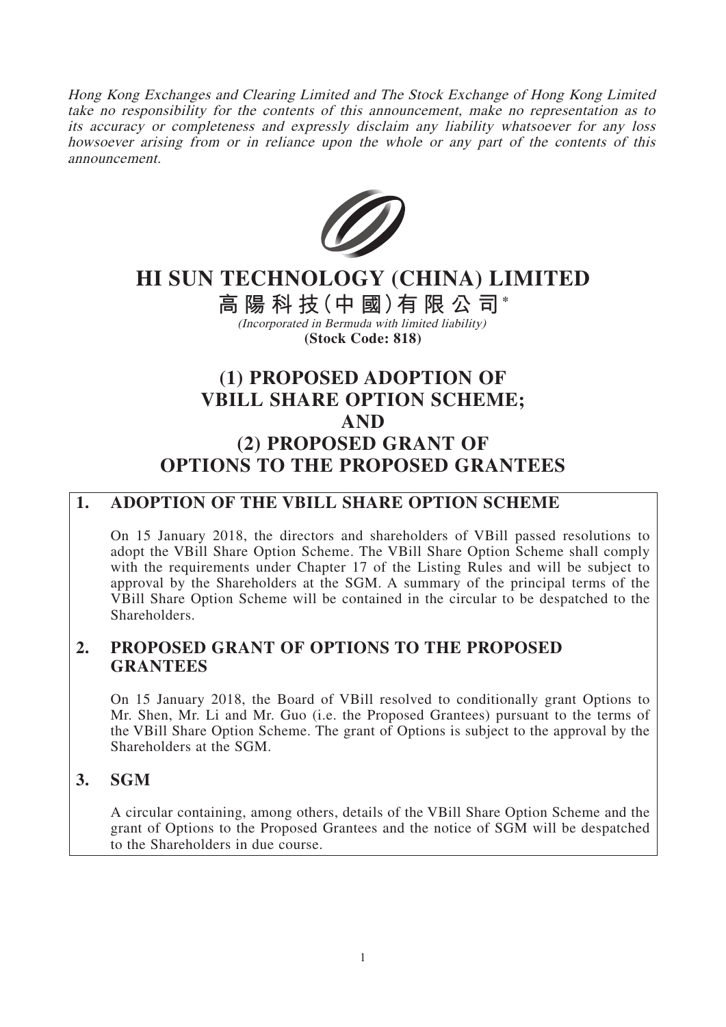*Hong Kong Exchanges and Clearing Limited and The Stock Exchange of Hong Kong Limited take no responsibility for the contents of this announcement, make no representation as to its accuracy or completeness and expressly disclaim any liability whatsoever for any loss howsoever arising from or in reliance upon the whole or any part of the contents of this announcement.*

# HI SUN TECHNOLOGY (CHINA) LIMITED

# 高陽科技(中國)有限公司*

*(Incorporated in Bermuda with limited liability)*

**(Stock Code: 818)**

# (1) PROPOSED ADOPTION OF VBILL SHARE OPTION SCHEME; AND (2) PROPOSED GRANT OF OPTIONS TO THE PROPOSED GRANTEES

## 1. ADOPTION OF THE VBILL SHARE OPTION SCHEME

On 15 January 2018, the directors and shareholders of VBill passed resolutions to adopt the VBill Share Option Scheme. The VBill Share Option Scheme shall comply with the requirements under Chapter 17 of the Listing Rules and will be subject to approval by the Shareholders at the SGM. A summary of the principal terms of the VBill Share Option Scheme will be contained in the circular to be despatched to the Shareholders.

## 2. PROPOSED GRANT OF OPTIONS TO THE PROPOSED GRANTEES

On 15 January 2018, the Board of VBill resolved to conditionally grant Options to Mr. Shen, Mr. Li and Mr. Guo (i.e. the Proposed Grantees) pursuant to the terms of the VBill Share Option Scheme. The grant of Options is subject to the approval by the Shareholders at the SGM.

## 3. SGM

A circular containing, among others, details of the VBill Share Option Scheme and the grant of Options to the Proposed Grantees and the notice of SGM will be despatched to the Shareholders in due course.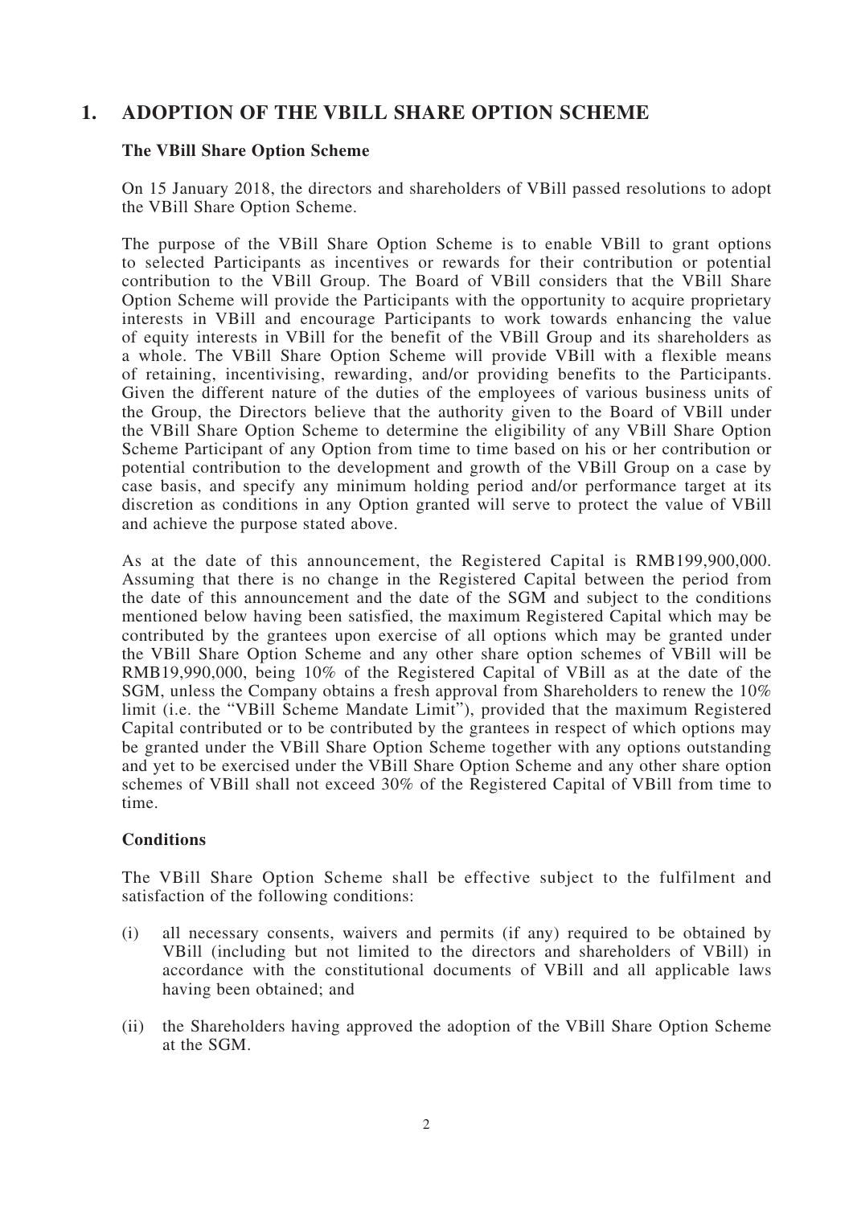## 1. ADOPTION OF THE VBILL SHARE OPTION SCHEME

### The VBill Share Option Scheme

On 15 January 2018, the directors and shareholders of VBill passed resolutions to adopt the VBill Share Option Scheme.

The purpose of the VBill Share Option Scheme is to enable VBill to grant options to selected Participants as incentives or rewards for their contribution or potential contribution to the VBill Group. The Board of VBill considers that the VBill Share Option Scheme will provide the Participants with the opportunity to acquire proprietary interests in VBill and encourage Participants to work towards enhancing the value of equity interests in VBill for the benefit of the VBill Group and its shareholders as a whole. The VBill Share Option Scheme will provide VBill with a flexible means of retaining, incentivising, rewarding, and/or providing benefits to the Participants. Given the different nature of the duties of the employees of various business units of the Group, the Directors believe that the authority given to the Board of VBill under the VBill Share Option Scheme to determine the eligibility of any VBill Share Option Scheme Participant of any Option from time to time based on his or her contribution or potential contribution to the development and growth of the VBill Group on a case by case basis, and specify any minimum holding period and/or performance target at its discretion as conditions in any Option granted will serve to protect the value of VBill and achieve the purpose stated above.

As at the date of this announcement, the Registered Capital is RMB199,900,000. Assuming that there is no change in the Registered Capital between the period from the date of this announcement and the date of the SGM and subject to the conditions mentioned below having been satisfied, the maximum Registered Capital which may be contributed by the grantees upon exercise of all options which may be granted under the VBill Share Option Scheme and any other share option schemes of VBill will be RMB19,990,000, being 10% of the Registered Capital of VBill as at the date of the SGM, unless the Company obtains a fresh approval from Shareholders to renew the 10% limit (i.e. the "VBill Scheme Mandate Limit"), provided that the maximum Registered Capital contributed or to be contributed by the grantees in respect of which options may be granted under the VBill Share Option Scheme together with any options outstanding and yet to be exercised under the VBill Share Option Scheme and any other share option schemes of VBill shall not exceed 30% of the Registered Capital of VBill from time to time.

### Conditions

The VBill Share Option Scheme shall be effective subject to the fulfilment and satisfaction of the following conditions:

(i) all necessary consents, waivers and permits (if any) required to be obtained by VBill (including but not limited to the directors and shareholders of VBill) in accordance with the constitutional documents of VBill and all applicable laws having been obtained; and

(ii) the Shareholders having approved the adoption of the VBill Share Option Scheme at the SGM.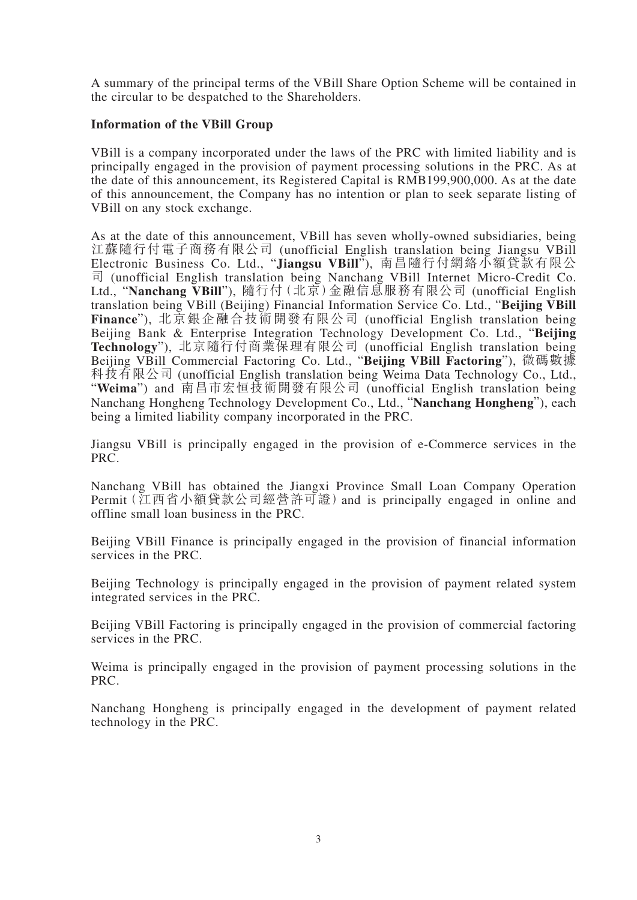A summary of the principal terms of the VBill Share Option Scheme will be contained in the circular to be despatched to the Shareholders.

**Information of the VBill Group**

VBill is a company incorporated under the laws of the PRC with limited liability and is principally engaged in the provision of payment processing solutions in the PRC. As at the date of this announcement, its Registered Capital is RMB199,900,000. As at the date of this announcement, the Company has no intention or plan to seek separate listing of VBill on any stock exchange.

As at the date of this announcement, VBill has seven wholly-owned subsidiaries, being 江蘇隨行付電子商務有限公司 (unofficial English translation being Jiangsu VBill Electronic Business Co. Ltd., "**Jiangsu VBill**"), 南昌隨行付網絡小額貸款有限公司 (unofficial English translation being Nanchang VBill Internet Micro-Credit Co. Ltd., "**Nanchang VBill**"), 隨行付（北京）金融信息服務有限公司 (unofficial English translation being VBill (Beijing) Financial Information Service Co. Ltd., "**Beijing VBill Finance**"), 北京銀企融合技術開發有限公司 (unofficial English translation being Beijing Bank & Enterprise Integration Technology Development Co. Ltd., "**Beijing Technology**"), 北京隨行付商業保理有限公司 (unofficial English translation being Beijing VBill Commercial Factoring Co. Ltd., "**Beijing VBill Factoring**"), 微碼數據科技有限公司 (unofficial English translation being Weima Data Technology Co., Ltd., "**Weima**") and 南昌市宏恒技術開發有限公司 (unofficial English translation being Nanchang Hongheng Technology Development Co., Ltd., "**Nanchang Hongheng**"), each being a limited liability company incorporated in the PRC.

Jiangsu VBill is principally engaged in the provision of e-Commerce services in the PRC.

Nanchang VBill has obtained the Jiangxi Province Small Loan Company Operation Permit（江西省小額貸款公司經營許可證）and is principally engaged in online and offline small loan business in the PRC.

Beijing VBill Finance is principally engaged in the provision of financial information services in the PRC.

Beijing Technology is principally engaged in the provision of payment related system integrated services in the PRC.

Beijing VBill Factoring is principally engaged in the provision of commercial factoring services in the PRC.

Weima is principally engaged in the provision of payment processing solutions in the PRC.

Nanchang Hongheng is principally engaged in the development of payment related technology in the PRC.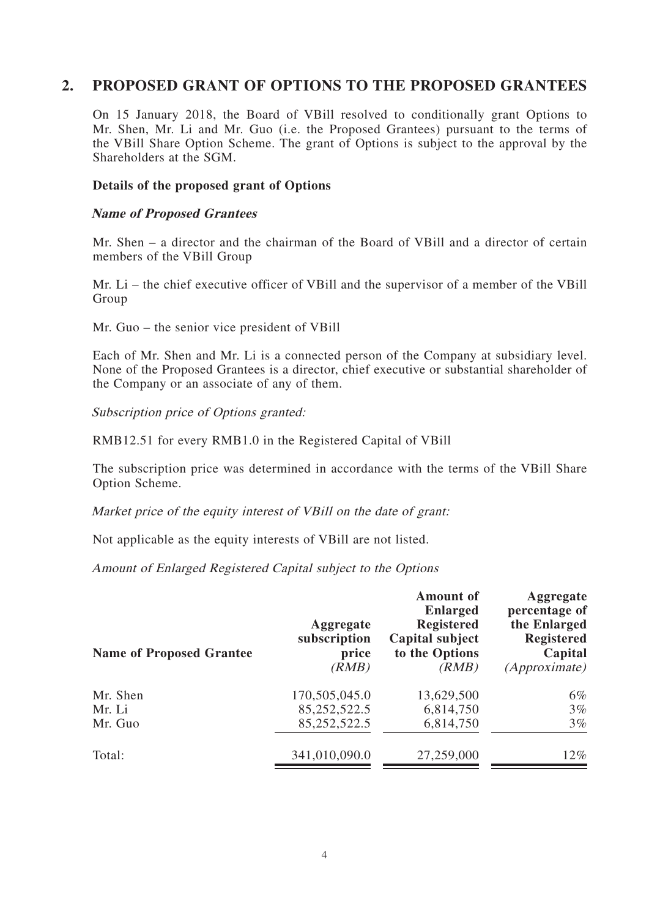## 2. PROPOSED GRANT OF OPTIONS TO THE PROPOSED GRANTEES

On 15 January 2018, the Board of VBill resolved to conditionally grant Options to Mr. Shen, Mr. Li and Mr. Guo (i.e. the Proposed Grantees) pursuant to the terms of the VBill Share Option Scheme. The grant of Options is subject to the approval by the Shareholders at the SGM.

**Details of the proposed grant of Options**

***Name of Proposed Grantees***

Mr. Shen – a director and the chairman of the Board of VBill and a director of certain members of the VBill Group

Mr. Li – the chief executive officer of VBill and the supervisor of a member of the VBill Group

Mr. Guo – the senior vice president of VBill

Each of Mr. Shen and Mr. Li is a connected person of the Company at subsidiary level. None of the Proposed Grantees is a director, chief executive or substantial shareholder of the Company or an associate of any of them.

*Subscription price of Options granted:*

RMB12.51 for every RMB1.0 in the Registered Capital of VBill

The subscription price was determined in accordance with the terms of the VBill Share Option Scheme.

*Market price of the equity interest of VBill on the date of grant:*

Not applicable as the equity interests of VBill are not listed.

*Amount of Enlarged Registered Capital subject to the Options*

| Name of Proposed Grantee | Aggregate subscription price *(RMB)* | Amount of Enlarged Registered Capital subject to the Options *(RMB)* | Aggregate percentage of the Enlarged Registered Capital *(Approximate)* |
|---|---|---|---|
| Mr. Shen | 170,505,045.0 | 13,629,500 | 6% |
| Mr. Li | 85,252,522.5 | 6,814,750 | 3% |
| Mr. Guo | 85,252,522.5 | 6,814,750 | 3% |
| Total: | 341,010,090.0 | 27,259,000 | 12% |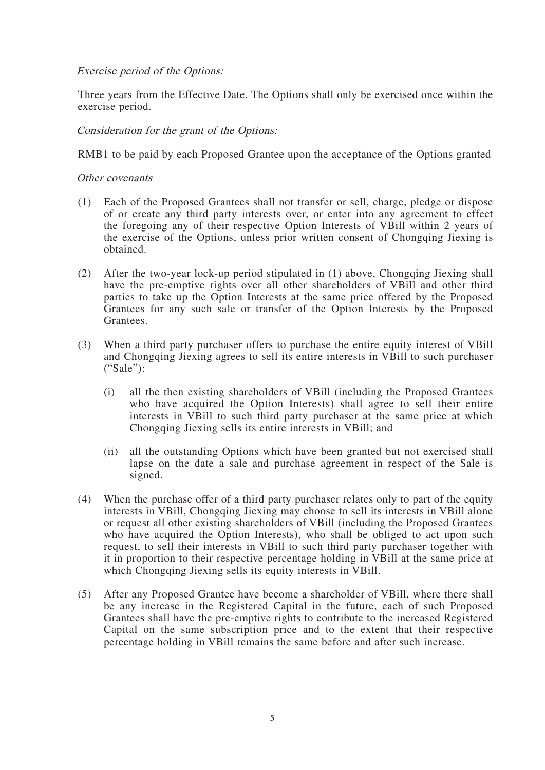*Exercise period of the Options:*

Three years from the Effective Date. The Options shall only be exercised once within the exercise period.

*Consideration for the grant of the Options:*

RMB1 to be paid by each Proposed Grantee upon the acceptance of the Options granted

*Other covenants*

(1) Each of the Proposed Grantees shall not transfer or sell, charge, pledge or dispose of or create any third party interests over, or enter into any agreement to effect the foregoing any of their respective Option Interests of VBill within 2 years of the exercise of the Options, unless prior written consent of Chongqing Jiexing is obtained.

(2) After the two-year lock-up period stipulated in (1) above, Chongqing Jiexing shall have the pre-emptive rights over all other shareholders of VBill and other third parties to take up the Option Interests at the same price offered by the Proposed Grantees for any such sale or transfer of the Option Interests by the Proposed Grantees.

(3) When a third party purchaser offers to purchase the entire equity interest of VBill and Chongqing Jiexing agrees to sell its entire interests in VBill to such purchaser ("Sale"):

   (i) all the then existing shareholders of VBill (including the Proposed Grantees who have acquired the Option Interests) shall agree to sell their entire interests in VBill to such third party purchaser at the same price at which Chongqing Jiexing sells its entire interests in VBill; and

   (ii) all the outstanding Options which have been granted but not exercised shall lapse on the date a sale and purchase agreement in respect of the Sale is signed.

(4) When the purchase offer of a third party purchaser relates only to part of the equity interests in VBill, Chongqing Jiexing may choose to sell its interests in VBill alone or request all other existing shareholders of VBill (including the Proposed Grantees who have acquired the Option Interests), who shall be obliged to act upon such request, to sell their interests in VBill to such third party purchaser together with it in proportion to their respective percentage holding in VBill at the same price at which Chongqing Jiexing sells its equity interests in VBill.

(5) After any Proposed Grantee have become a shareholder of VBill, where there shall be any increase in the Registered Capital in the future, each of such Proposed Grantees shall have the pre-emptive rights to contribute to the increased Registered Capital on the same subscription price and to the extent that their respective percentage holding in VBill remains the same before and after such increase.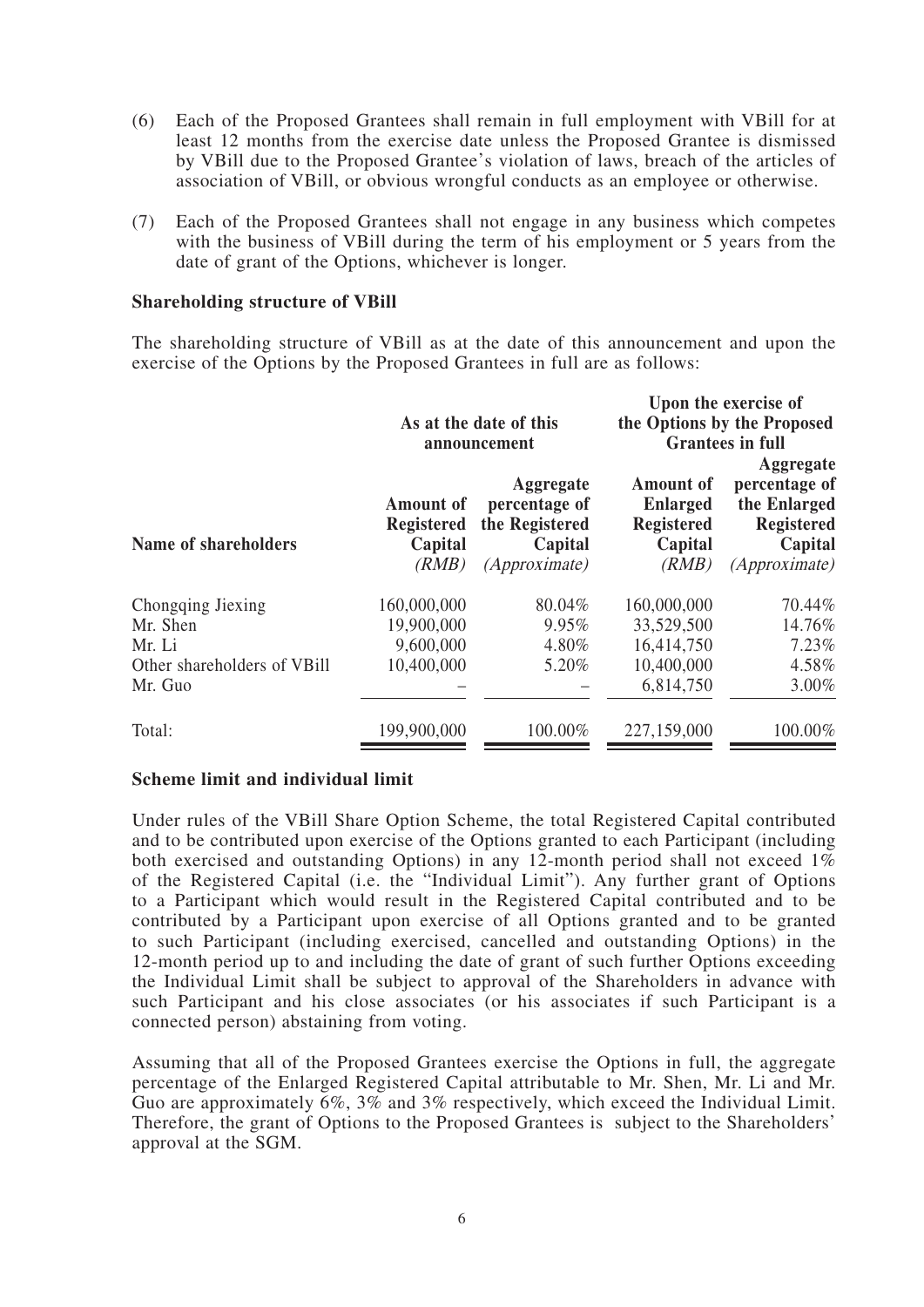(6) Each of the Proposed Grantees shall remain in full employment with VBill for at least 12 months from the exercise date unless the Proposed Grantee is dismissed by VBill due to the Proposed Grantee's violation of laws, breach of the articles of association of VBill, or obvious wrongful conducts as an employee or otherwise.

(7) Each of the Proposed Grantees shall not engage in any business which competes with the business of VBill during the term of his employment or 5 years from the date of grant of the Options, whichever is longer.

**Shareholding structure of VBill**

The shareholding structure of VBill as at the date of this announcement and upon the exercise of the Options by the Proposed Grantees in full are as follows:

| Name of shareholders | As at the date of this announcement | | Upon the exercise of the Options by the Proposed Grantees in full | |
|---|---|---|---|---|
| | Amount of Registered Capital *(RMB)* | Aggregate percentage of the Registered Capital *(Approximate)* | Amount of Enlarged Registered Capital *(RMB)* | Aggregate percentage of the Enlarged Registered Capital *(Approximate)* |
| Chongqing Jiexing | 160,000,000 | 80.04% | 160,000,000 | 70.44% |
| Mr. Shen | 19,900,000 | 9.95% | 33,529,500 | 14.76% |
| Mr. Li | 9,600,000 | 4.80% | 16,414,750 | 7.23% |
| Other shareholders of VBill | 10,400,000 | 5.20% | 10,400,000 | 4.58% |
| Mr. Guo | – | – | 6,814,750 | 3.00% |
| Total: | 199,900,000 | 100.00% | 227,159,000 | 100.00% |

**Scheme limit and individual limit**

Under rules of the VBill Share Option Scheme, the total Registered Capital contributed and to be contributed upon exercise of the Options granted to each Participant (including both exercised and outstanding Options) in any 12-month period shall not exceed 1% of the Registered Capital (i.e. the "Individual Limit"). Any further grant of Options to a Participant which would result in the Registered Capital contributed and to be contributed by a Participant upon exercise of all Options granted and to be granted to such Participant (including exercised, cancelled and outstanding Options) in the 12-month period up to and including the date of grant of such further Options exceeding the Individual Limit shall be subject to approval of the Shareholders in advance with such Participant and his close associates (or his associates if such Participant is a connected person) abstaining from voting.

Assuming that all of the Proposed Grantees exercise the Options in full, the aggregate percentage of the Enlarged Registered Capital attributable to Mr. Shen, Mr. Li and Mr. Guo are approximately 6%, 3% and 3% respectively, which exceed the Individual Limit. Therefore, the grant of Options to the Proposed Grantees is subject to the Shareholders' approval at the SGM.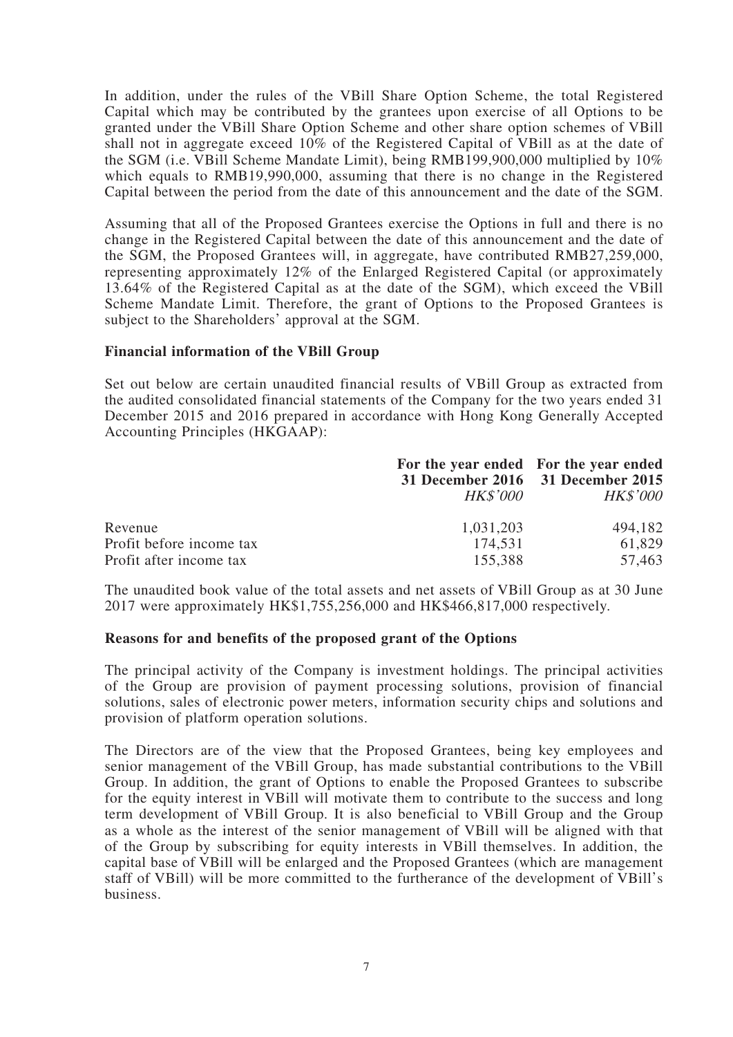In addition, under the rules of the VBill Share Option Scheme, the total Registered Capital which may be contributed by the grantees upon exercise of all Options to be granted under the VBill Share Option Scheme and other share option schemes of VBill shall not in aggregate exceed 10% of the Registered Capital of VBill as at the date of the SGM (i.e. VBill Scheme Mandate Limit), being RMB199,900,000 multiplied by 10% which equals to RMB19,990,000, assuming that there is no change in the Registered Capital between the period from the date of this announcement and the date of the SGM.

Assuming that all of the Proposed Grantees exercise the Options in full and there is no change in the Registered Capital between the date of this announcement and the date of the SGM, the Proposed Grantees will, in aggregate, have contributed RMB27,259,000, representing approximately 12% of the Enlarged Registered Capital (or approximately 13.64% of the Registered Capital as at the date of the SGM), which exceed the VBill Scheme Mandate Limit. Therefore, the grant of Options to the Proposed Grantees is subject to the Shareholders' approval at the SGM.

**Financial information of the VBill Group**

Set out below are certain unaudited financial results of VBill Group as extracted from the audited consolidated financial statements of the Company for the two years ended 31 December 2015 and 2016 prepared in accordance with Hong Kong Generally Accepted Accounting Principles (HKGAAP):

| | For the year ended 31 December 2016 | For the year ended 31 December 2015 |
|---|---|---|
| | *HK$'000* | *HK$'000* |
| Revenue | 1,031,203 | 494,182 |
| Profit before income tax | 174,531 | 61,829 |
| Profit after income tax | 155,388 | 57,463 |

The unaudited book value of the total assets and net assets of VBill Group as at 30 June 2017 were approximately HK$1,755,256,000 and HK$466,817,000 respectively.

**Reasons for and benefits of the proposed grant of the Options**

The principal activity of the Company is investment holdings. The principal activities of the Group are provision of payment processing solutions, provision of financial solutions, sales of electronic power meters, information security chips and solutions and provision of platform operation solutions.

The Directors are of the view that the Proposed Grantees, being key employees and senior management of the VBill Group, has made substantial contributions to the VBill Group. In addition, the grant of Options to enable the Proposed Grantees to subscribe for the equity interest in VBill will motivate them to contribute to the success and long term development of VBill Group. It is also beneficial to VBill Group and the Group as a whole as the interest of the senior management of VBill will be aligned with that of the Group by subscribing for equity interests in VBill themselves. In addition, the capital base of VBill will be enlarged and the Proposed Grantees (which are management staff of VBill) will be more committed to the furtherance of the development of VBill's business.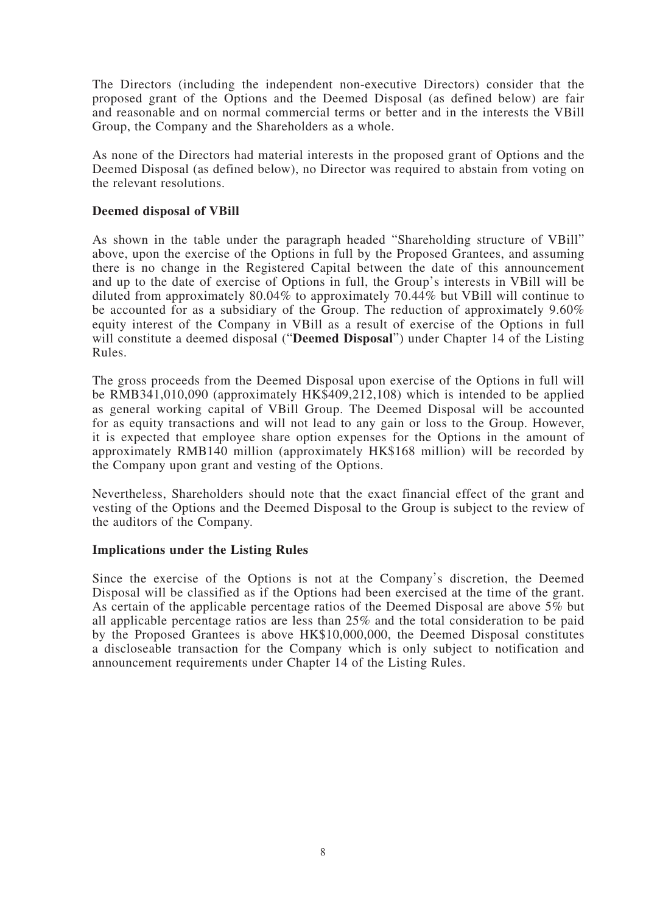The Directors (including the independent non-executive Directors) consider that the proposed grant of the Options and the Deemed Disposal (as defined below) are fair and reasonable and on normal commercial terms or better and in the interests the VBill Group, the Company and the Shareholders as a whole.

As none of the Directors had material interests in the proposed grant of Options and the Deemed Disposal (as defined below), no Director was required to abstain from voting on the relevant resolutions.

### Deemed disposal of VBill

As shown in the table under the paragraph headed "Shareholding structure of VBill" above, upon the exercise of the Options in full by the Proposed Grantees, and assuming there is no change in the Registered Capital between the date of this announcement and up to the date of exercise of Options in full, the Group's interests in VBill will be diluted from approximately 80.04% to approximately 70.44% but VBill will continue to be accounted for as a subsidiary of the Group. The reduction of approximately 9.60% equity interest of the Company in VBill as a result of exercise of the Options in full will constitute a deemed disposal ("**Deemed Disposal**") under Chapter 14 of the Listing Rules.

The gross proceeds from the Deemed Disposal upon exercise of the Options in full will be RMB341,010,090 (approximately HK$409,212,108) which is intended to be applied as general working capital of VBill Group. The Deemed Disposal will be accounted for as equity transactions and will not lead to any gain or loss to the Group. However, it is expected that employee share option expenses for the Options in the amount of approximately RMB140 million (approximately HK$168 million) will be recorded by the Company upon grant and vesting of the Options.

Nevertheless, Shareholders should note that the exact financial effect of the grant and vesting of the Options and the Deemed Disposal to the Group is subject to the review of the auditors of the Company.

### Implications under the Listing Rules

Since the exercise of the Options is not at the Company's discretion, the Deemed Disposal will be classified as if the Options had been exercised at the time of the grant. As certain of the applicable percentage ratios of the Deemed Disposal are above 5% but all applicable percentage ratios are less than 25% and the total consideration to be paid by the Proposed Grantees is above HK$10,000,000, the Deemed Disposal constitutes a discloseable transaction for the Company which is only subject to notification and announcement requirements under Chapter 14 of the Listing Rules.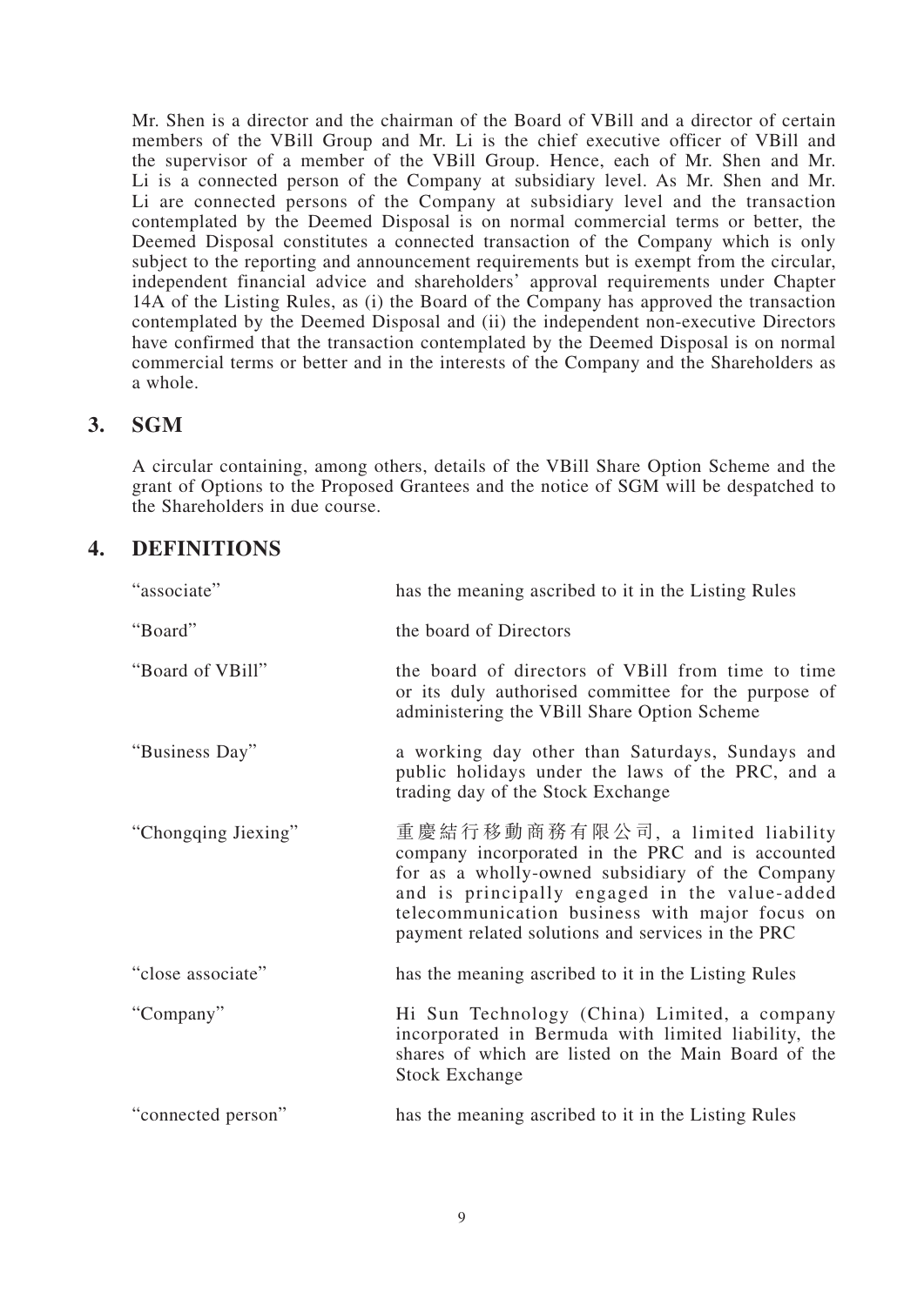Mr. Shen is a director and the chairman of the Board of VBill and a director of certain members of the VBill Group and Mr. Li is the chief executive officer of VBill and the supervisor of a member of the VBill Group. Hence, each of Mr. Shen and Mr. Li is a connected person of the Company at subsidiary level. As Mr. Shen and Mr. Li are connected persons of the Company at subsidiary level and the transaction contemplated by the Deemed Disposal is on normal commercial terms or better, the Deemed Disposal constitutes a connected transaction of the Company which is only subject to the reporting and announcement requirements but is exempt from the circular, independent financial advice and shareholders' approval requirements under Chapter 14A of the Listing Rules, as (i) the Board of the Company has approved the transaction contemplated by the Deemed Disposal and (ii) the independent non-executive Directors have confirmed that the transaction contemplated by the Deemed Disposal is on normal commercial terms or better and in the interests of the Company and the Shareholders as a whole.

## 3. SGM

A circular containing, among others, details of the VBill Share Option Scheme and the grant of Options to the Proposed Grantees and the notice of SGM will be despatched to the Shareholders in due course.

## 4. DEFINITIONS

| | |
|---|---|
| "associate" | has the meaning ascribed to it in the Listing Rules |
| "Board" | the board of Directors |
| "Board of VBill" | the board of directors of VBill from time to time or its duly authorised committee for the purpose of administering the VBill Share Option Scheme |
| "Business Day" | a working day other than Saturdays, Sundays and public holidays under the laws of the PRC, and a trading day of the Stock Exchange |
| "Chongqing Jiexing" | 重慶結行移動商務有限公司, a limited liability company incorporated in the PRC and is accounted for as a wholly-owned subsidiary of the Company and is principally engaged in the value-added telecommunication business with major focus on payment related solutions and services in the PRC |
| "close associate" | has the meaning ascribed to it in the Listing Rules |
| "Company" | Hi Sun Technology (China) Limited, a company incorporated in Bermuda with limited liability, the shares of which are listed on the Main Board of the Stock Exchange |
| "connected person" | has the meaning ascribed to it in the Listing Rules |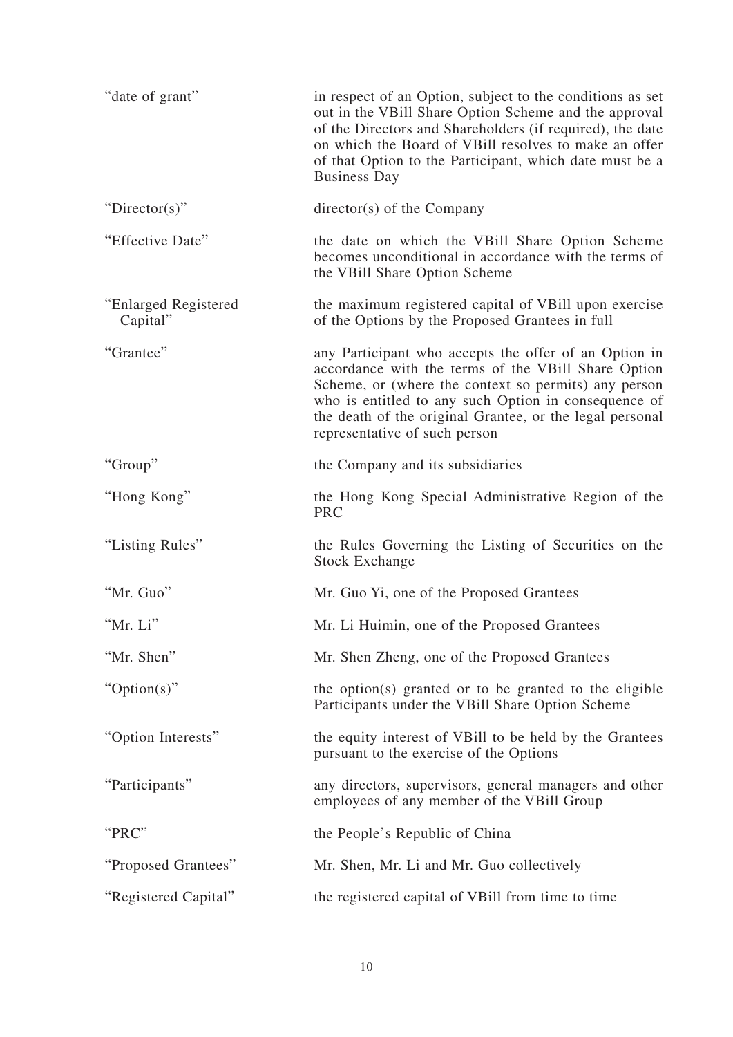| | |
|---|---|
| "date of grant" | in respect of an Option, subject to the conditions as set out in the VBill Share Option Scheme and the approval of the Directors and Shareholders (if required), the date on which the Board of VBill resolves to make an offer of that Option to the Participant, which date must be a Business Day |
| "Director(s)" | director(s) of the Company |
| "Effective Date" | the date on which the VBill Share Option Scheme becomes unconditional in accordance with the terms of the VBill Share Option Scheme |
| "Enlarged Registered Capital" | the maximum registered capital of VBill upon exercise of the Options by the Proposed Grantees in full |
| "Grantee" | any Participant who accepts the offer of an Option in accordance with the terms of the VBill Share Option Scheme, or (where the context so permits) any person who is entitled to any such Option in consequence of the death of the original Grantee, or the legal personal representative of such person |
| "Group" | the Company and its subsidiaries |
| "Hong Kong" | the Hong Kong Special Administrative Region of the PRC |
| "Listing Rules" | the Rules Governing the Listing of Securities on the Stock Exchange |
| "Mr. Guo" | Mr. Guo Yi, one of the Proposed Grantees |
| "Mr. Li" | Mr. Li Huimin, one of the Proposed Grantees |
| "Mr. Shen" | Mr. Shen Zheng, one of the Proposed Grantees |
| "Option(s)" | the option(s) granted or to be granted to the eligible Participants under the VBill Share Option Scheme |
| "Option Interests" | the equity interest of VBill to be held by the Grantees pursuant to the exercise of the Options |
| "Participants" | any directors, supervisors, general managers and other employees of any member of the VBill Group |
| "PRC" | the People's Republic of China |
| "Proposed Grantees" | Mr. Shen, Mr. Li and Mr. Guo collectively |
| "Registered Capital" | the registered capital of VBill from time to time |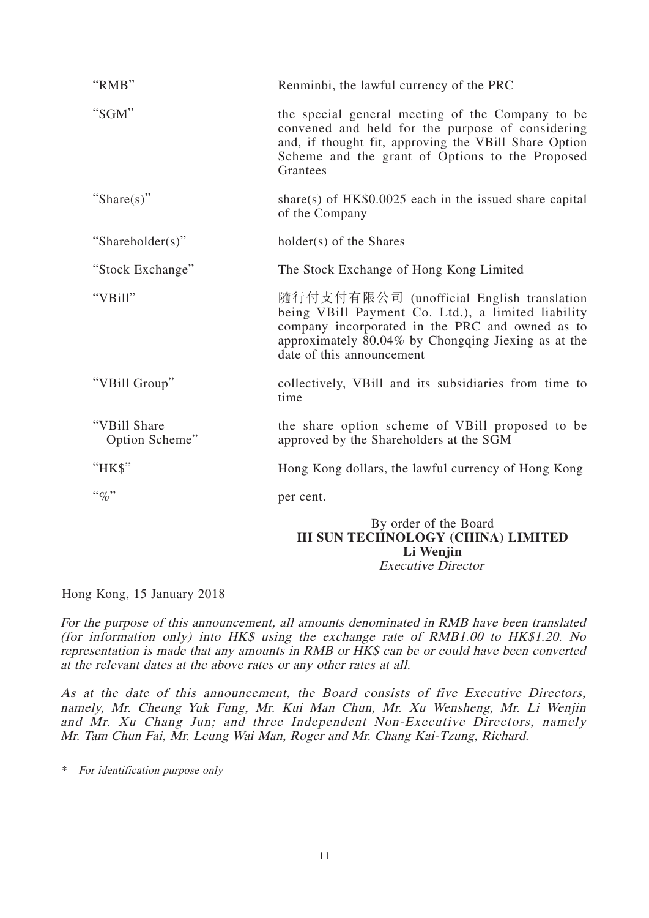| | |
|---|---|
| "RMB" | Renminbi, the lawful currency of the PRC |
| "SGM" | the special general meeting of the Company to be convened and held for the purpose of considering and, if thought fit, approving the VBill Share Option Scheme and the grant of Options to the Proposed Grantees |
| "Share(s)" | share(s) of HK$0.0025 each in the issued share capital of the Company |
| "Shareholder(s)" | holder(s) of the Shares |
| "Stock Exchange" | The Stock Exchange of Hong Kong Limited |
| "VBill" | 隨行付支付有限公司 (unofficial English translation being VBill Payment Co. Ltd.), a limited liability company incorporated in the PRC and owned as to approximately 80.04% by Chongqing Jiexing as at the date of this announcement |
| "VBill Group" | collectively, VBill and its subsidiaries from time to time |
| "VBill Share Option Scheme" | the share option scheme of VBill proposed to be approved by the Shareholders at the SGM |
| "HK$" | Hong Kong dollars, the lawful currency of Hong Kong |
| "%" | per cent. |

By order of the Board
**HI SUN TECHNOLOGY (CHINA) LIMITED**
**Li Wenjin**
*Executive Director*

Hong Kong, 15 January 2018

*For the purpose of this announcement, all amounts denominated in RMB have been translated (for information only) into HK$ using the exchange rate of RMB1.00 to HK$1.20. No representation is made that any amounts in RMB or HK$ can be or could have been converted at the relevant dates at the above rates or any other rates at all.*

*As at the date of this announcement, the Board consists of five Executive Directors, namely, Mr. Cheung Yuk Fung, Mr. Kui Man Chun, Mr. Xu Wensheng, Mr. Li Wenjin and Mr. Xu Chang Jun; and three Independent Non-Executive Directors, namely Mr. Tam Chun Fai, Mr. Leung Wai Man, Roger and Mr. Chang Kai-Tzung, Richard.*

\* *For identification purpose only*